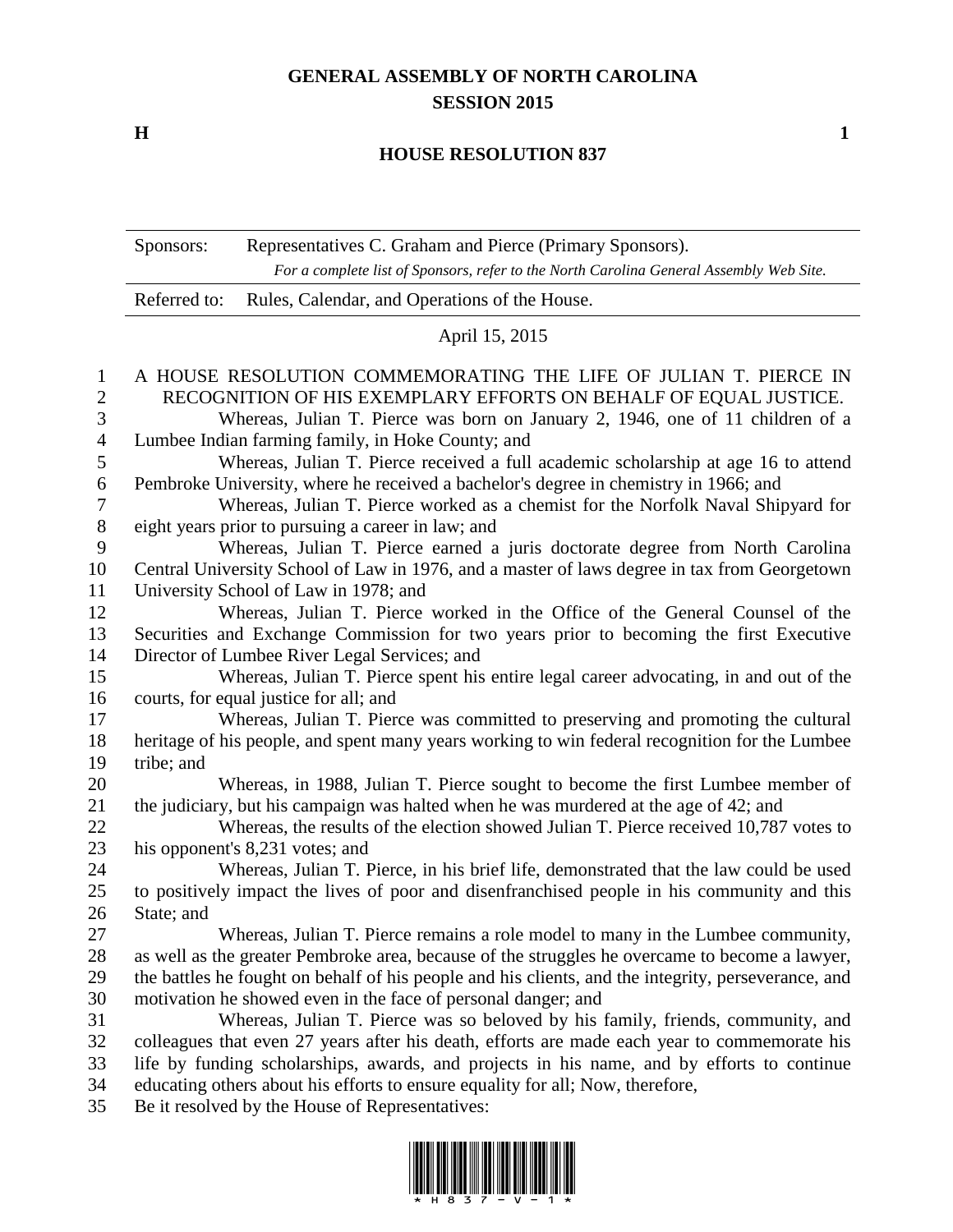# GENERAL ASSEMBLY OF NORTH CAROLINA
## SESSION 2015

**H** **1**

## HOUSE RESOLUTION 837

| | |
|---|---|
| Sponsors: | Representatives C. Graham and Pierce (Primary Sponsors). *For a complete list of Sponsors, refer to the North Carolina General Assembly Web Site.* |
| Referred to: | Rules, Calendar, and Operations of the House. |

April 15, 2015

A HOUSE RESOLUTION COMMEMORATING THE LIFE OF JULIAN T. PIERCE IN RECOGNITION OF HIS EXEMPLARY EFFORTS ON BEHALF OF EQUAL JUSTICE.

Whereas, Julian T. Pierce was born on January 2, 1946, one of 11 children of a Lumbee Indian farming family, in Hoke County; and

Whereas, Julian T. Pierce received a full academic scholarship at age 16 to attend Pembroke University, where he received a bachelor's degree in chemistry in 1966; and

Whereas, Julian T. Pierce worked as a chemist for the Norfolk Naval Shipyard for eight years prior to pursuing a career in law; and

Whereas, Julian T. Pierce earned a juris doctorate degree from North Carolina Central University School of Law in 1976, and a master of laws degree in tax from Georgetown University School of Law in 1978; and

Whereas, Julian T. Pierce worked in the Office of the General Counsel of the Securities and Exchange Commission for two years prior to becoming the first Executive Director of Lumbee River Legal Services; and

Whereas, Julian T. Pierce spent his entire legal career advocating, in and out of the courts, for equal justice for all; and

Whereas, Julian T. Pierce was committed to preserving and promoting the cultural heritage of his people, and spent many years working to win federal recognition for the Lumbee tribe; and

Whereas, in 1988, Julian T. Pierce sought to become the first Lumbee member of the judiciary, but his campaign was halted when he was murdered at the age of 42; and

Whereas, the results of the election showed Julian T. Pierce received 10,787 votes to his opponent's 8,231 votes; and

Whereas, Julian T. Pierce, in his brief life, demonstrated that the law could be used to positively impact the lives of poor and disenfranchised people in his community and this State; and

Whereas, Julian T. Pierce remains a role model to many in the Lumbee community, as well as the greater Pembroke area, because of the struggles he overcame to become a lawyer, the battles he fought on behalf of his people and his clients, and the integrity, perseverance, and motivation he showed even in the face of personal danger; and

Whereas, Julian T. Pierce was so beloved by his family, friends, community, and colleagues that even 27 years after his death, efforts are made each year to commemorate his life by funding scholarships, awards, and projects in his name, and by efforts to continue educating others about his efforts to ensure equality for all; Now, therefore,

Be it resolved by the House of Representatives: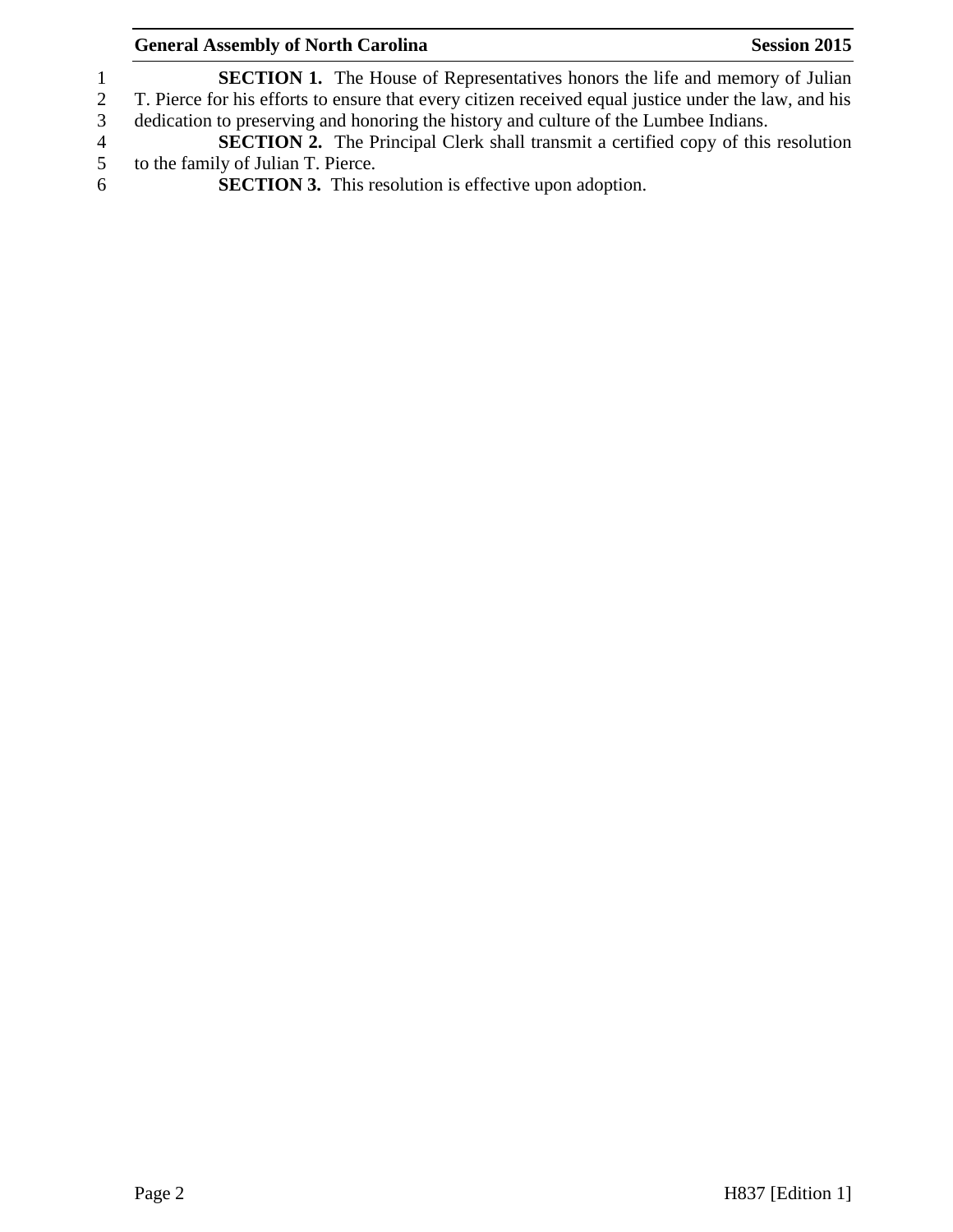**SECTION 1.** The House of Representatives honors the life and memory of Julian T. Pierce for his efforts to ensure that every citizen received equal justice under the law, and his dedication to preserving and honoring the history and culture of the Lumbee Indians.

**SECTION 2.** The Principal Clerk shall transmit a certified copy of this resolution to the family of Julian T. Pierce.

**SECTION 3.** This resolution is effective upon adoption.